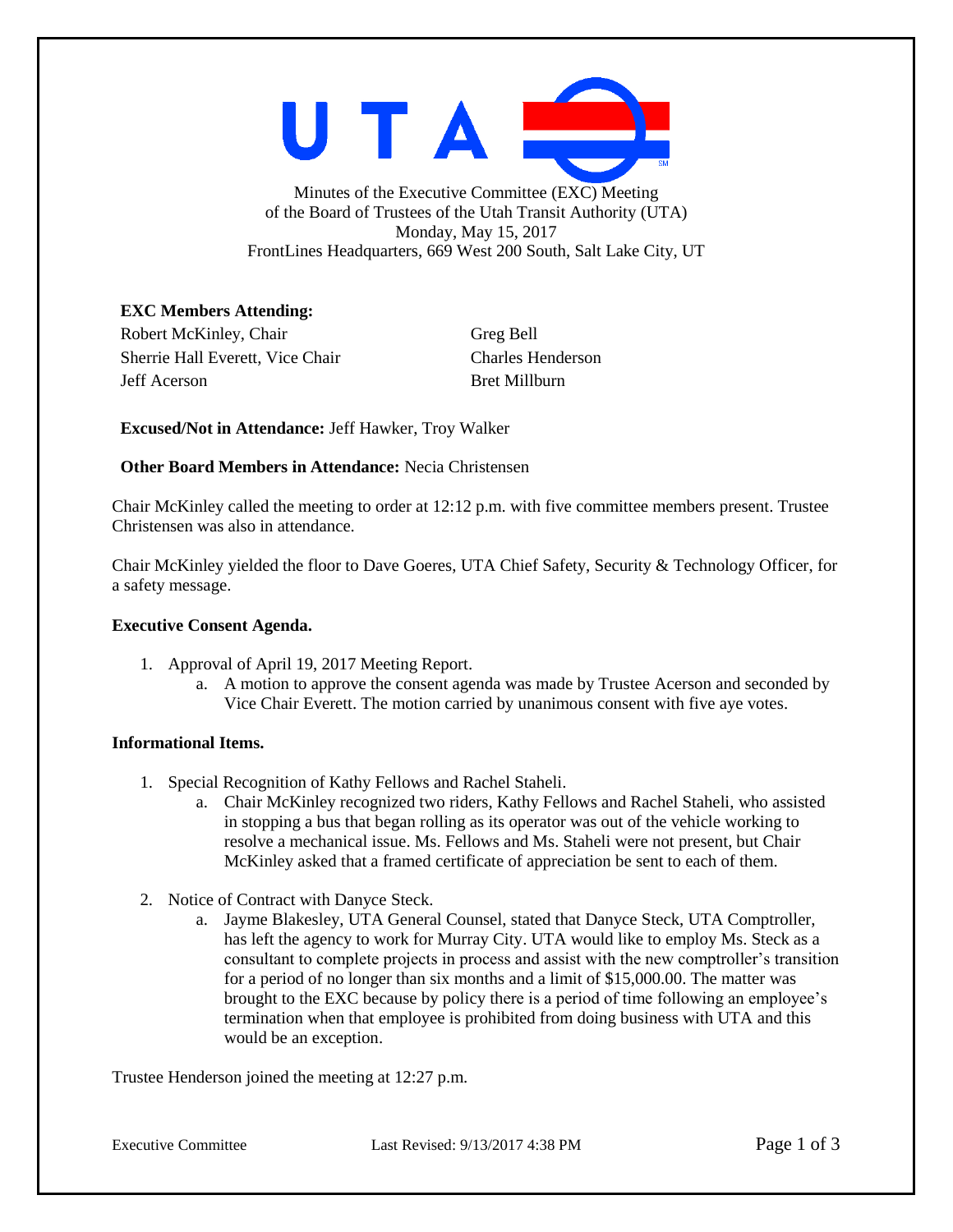Minutes of the Executive Committee (EXC) Meeting
of the Board of Trustees of the Utah Transit Authority (UTA)
Monday, May 15, 2017
FrontLines Headquarters, 669 West 200 South, Salt Lake City, UT

**EXC Members Attending:**

Robert McKinley, Chair
Sherrie Hall Everett, Vice Chair
Jeff Acerson
Greg Bell
Charles Henderson
Bret Millburn

**Excused/Not in Attendance:** Jeff Hawker, Troy Walker

**Other Board Members in Attendance:** Necia Christensen

Chair McKinley called the meeting to order at 12:12 p.m. with five committee members present. Trustee Christensen was also in attendance.

Chair McKinley yielded the floor to Dave Goeres, UTA Chief Safety, Security & Technology Officer, for a safety message.

**Executive Consent Agenda.**

1. Approval of April 19, 2017 Meeting Report.
   a. A motion to approve the consent agenda was made by Trustee Acerson and seconded by Vice Chair Everett. The motion carried by unanimous consent with five aye votes.

**Informational Items.**

1. Special Recognition of Kathy Fellows and Rachel Staheli.
   a. Chair McKinley recognized two riders, Kathy Fellows and Rachel Staheli, who assisted in stopping a bus that began rolling as its operator was out of the vehicle working to resolve a mechanical issue. Ms. Fellows and Ms. Staheli were not present, but Chair McKinley asked that a framed certificate of appreciation be sent to each of them.

2. Notice of Contract with Danyce Steck.
   a. Jayme Blakesley, UTA General Counsel, stated that Danyce Steck, UTA Comptroller, has left the agency to work for Murray City. UTA would like to employ Ms. Steck as a consultant to complete projects in process and assist with the new comptroller's transition for a period of no longer than six months and a limit of $15,000.00. The matter was brought to the EXC because by policy there is a period of time following an employee's termination when that employee is prohibited from doing business with UTA and this would be an exception.

Trustee Henderson joined the meeting at 12:27 p.m.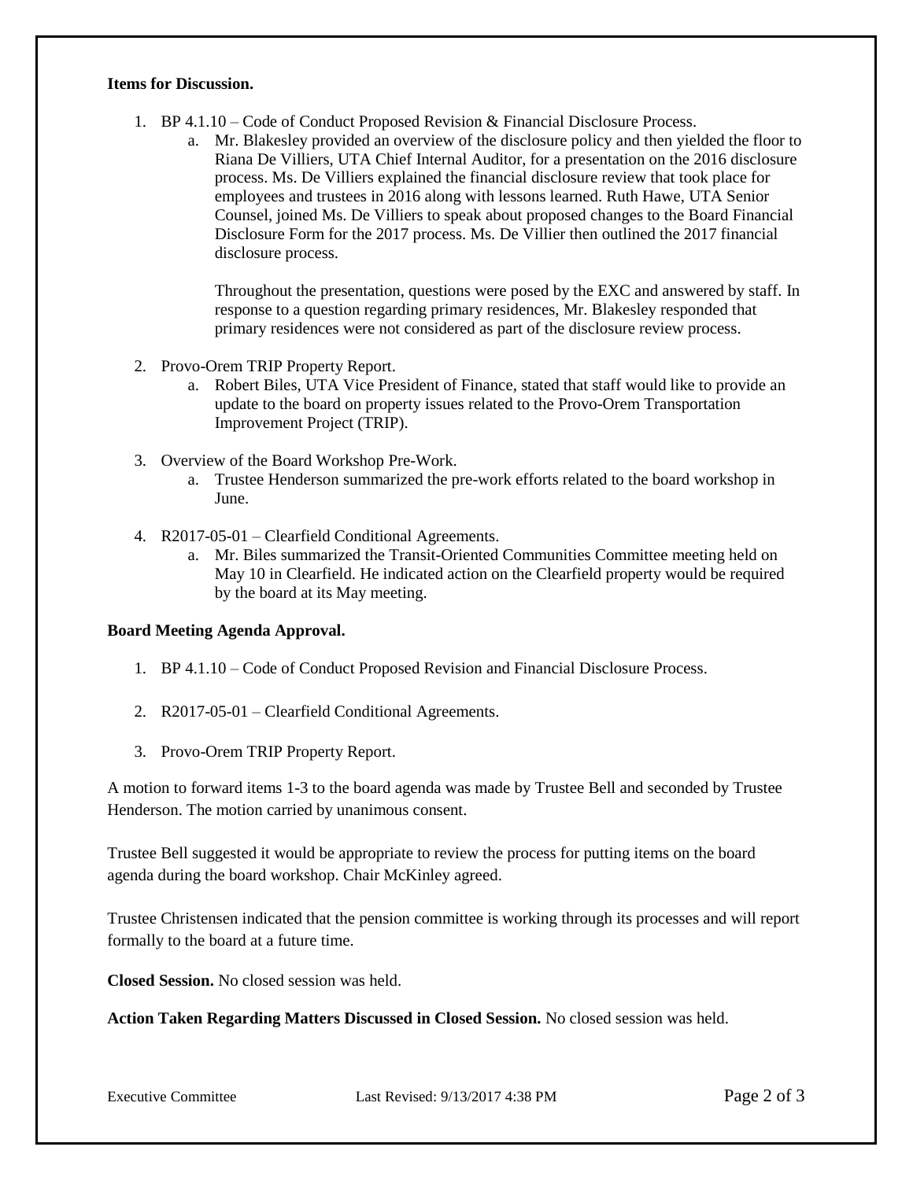**Items for Discussion.**

1. BP 4.1.10 – Code of Conduct Proposed Revision & Financial Disclosure Process.
   a. Mr. Blakesley provided an overview of the disclosure policy and then yielded the floor to Riana De Villiers, UTA Chief Internal Auditor, for a presentation on the 2016 disclosure process. Ms. De Villiers explained the financial disclosure review that took place for employees and trustees in 2016 along with lessons learned. Ruth Hawe, UTA Senior Counsel, joined Ms. De Villiers to speak about proposed changes to the Board Financial Disclosure Form for the 2017 process. Ms. De Villier then outlined the 2017 financial disclosure process.

      Throughout the presentation, questions were posed by the EXC and answered by staff. In response to a question regarding primary residences, Mr. Blakesley responded that primary residences were not considered as part of the disclosure review process.

2. Provo-Orem TRIP Property Report.
   a. Robert Biles, UTA Vice President of Finance, stated that staff would like to provide an update to the board on property issues related to the Provo-Orem Transportation Improvement Project (TRIP).

3. Overview of the Board Workshop Pre-Work.
   a. Trustee Henderson summarized the pre-work efforts related to the board workshop in June.

4. R2017-05-01 – Clearfield Conditional Agreements.
   a. Mr. Biles summarized the Transit-Oriented Communities Committee meeting held on May 10 in Clearfield. He indicated action on the Clearfield property would be required by the board at its May meeting.

**Board Meeting Agenda Approval.**

1. BP 4.1.10 – Code of Conduct Proposed Revision and Financial Disclosure Process.

2. R2017-05-01 – Clearfield Conditional Agreements.

3. Provo-Orem TRIP Property Report.

A motion to forward items 1-3 to the board agenda was made by Trustee Bell and seconded by Trustee Henderson. The motion carried by unanimous consent.

Trustee Bell suggested it would be appropriate to review the process for putting items on the board agenda during the board workshop. Chair McKinley agreed.

Trustee Christensen indicated that the pension committee is working through its processes and will report formally to the board at a future time.

**Closed Session.** No closed session was held.

**Action Taken Regarding Matters Discussed in Closed Session.** No closed session was held.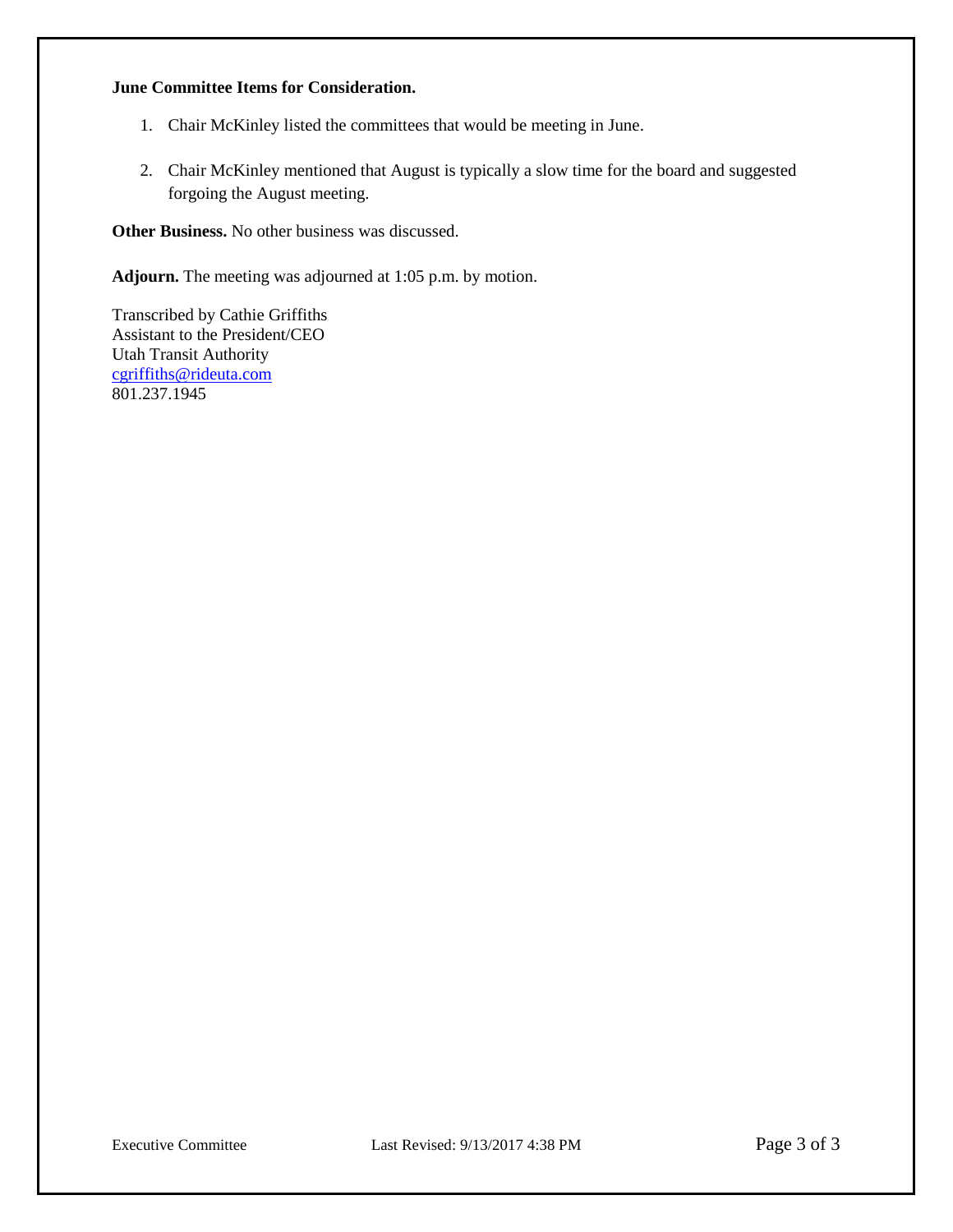**June Committee Items for Consideration.**

1. Chair McKinley listed the committees that would be meeting in June.

2. Chair McKinley mentioned that August is typically a slow time for the board and suggested forgoing the August meeting.

**Other Business.** No other business was discussed.

**Adjourn.** The meeting was adjourned at 1:05 p.m. by motion.

Transcribed by Cathie Griffiths
Assistant to the President/CEO
Utah Transit Authority
cgriffiths@rideuta.com
801.237.1945